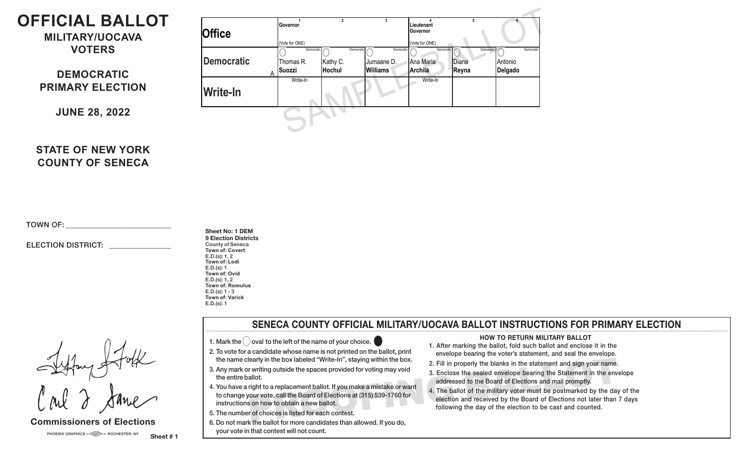# OFFICIAL BALLOT

## MILITARY/UOCAVA VOTERS

## DEMOCRATIC PRIMARY ELECTION

**JUNE 28, 2022**

**STATE OF NEW YORK**
**COUNTY OF SENECA**

| Office | 1 Governor (Vote for ONE) | 2 | 3 | 4 Lieutenant Governor (Vote for ONE) | 5 | 6 |
|---|---|---|---|---|---|---|
| Democratic A | Democratic Thomas R. **Suozzi** | Democratic Kathy C. **Hochul** | Democratic Jumaane D. **Williams** | Democratic Ana Maria **Archila** | Democratic Diana **Reyna** | Democratic Antonio **Delgado** |
| Write-In | Write-In | | | Write-In | | |

SAMPLE BALLOT

TOWN OF: ______________________

ELECTION DISTRICT: ______________

**Sheet No: 1 DEM**
**9 Election Districts**
County of Seneca
**Town of: Covert**
E.D.(s): 1, 2
**Town of: Lodi**
E.D.(s): 1
**Town of: Ovid**
E.D.(s): 1, 2
**Town of: Romulus**
E.D.(s): 1 - 3
**Town of: Varick**
E.D.(s): 1

**Commissioners of Elections**

PHOENIX GRAPHICS ROCHESTER, NY

Sheet # 1

## SENECA COUNTY OFFICIAL MILITARY/UOCAVA BALLOT INSTRUCTIONS FOR PRIMARY ELECTION

1. Mark the ◯ oval to the left of the name of your choice. ⬤
2. To vote for a candidate whose name is not printed on the ballot, print the name clearly in the box labeled "Write-In", staying within the box.
3. Any mark or writing outside the spaces provided for voting may void the entire ballot.
4. You have a right to a replacement ballot. If you make a mistake or want to change your vote, call the Board of Elections at (315) 539-1760 for instructions on how to obtain a new ballot.
5. The number of choices is listed for each contest.
6. Do not mark the ballot for more candidates than allowed. If you do, your vote in that contest will not count.

### HOW TO RETURN MILITARY BALLOT

1. After marking the ballot, fold such ballot and enclose it in the envelope bearing the voter's statement, and seal the envelope.
2. Fill in properly the blanks in the statement and sign your name.
3. Enclose the sealed envelope bearing the Statement in the envelope addressed to the Board of Elections and mail promptly.
4. The ballot of the military voter must be postmarked by the day of the election and received by the Board of Elections not later than 7 days following the day of the election to be cast and counted.

PROOFING BALLOT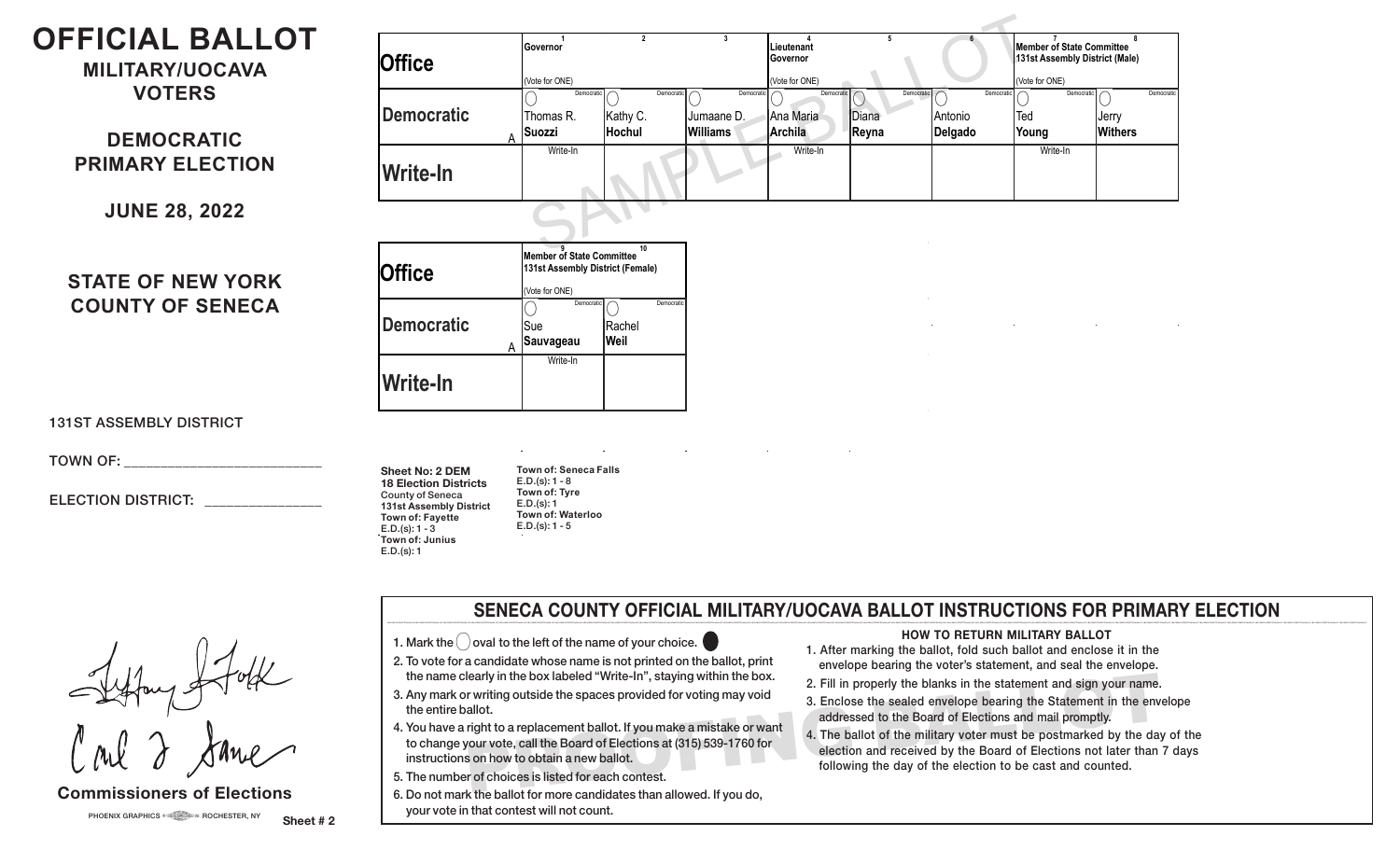# OFFICIAL BALLOT

## MILITARY/UOCAVA VOTERS

## DEMOCRATIC PRIMARY ELECTION

## JUNE 28, 2022

## STATE OF NEW YORK COUNTY OF SENECA

| Office | 1 Governor (Vote for ONE) | 2 | 3 | 4 Lieutenant Governor (Vote for ONE) | 5 | 6 | 7 Member of State Committee 131st Assembly District (Male) (Vote for ONE) | 8 |
|---|---|---|---|---|---|---|---|---|
| Democratic A | Democratic Thomas R. **Suozzi** | Democratic Kathy C. **Hochul** | Democratic Jumaane D. **Williams** | Democratic Ana Maria **Archila** | Democratic Diana **Reyna** | Democratic Antonio **Delgado** | Democratic Ted **Young** | Democratic Jerry **Withers** |
| Write-In | Write-In | | | Write-In | | | Write-In | |

SAMPLE BALLOT

| Office | 9 Member of State Committee 131st Assembly District (Female) (Vote for ONE) | 10 |
|---|---|---|
| Democratic A | Democratic Sue **Sauvageau** | Democratic Rachel **Weil** |
| Write-In | Write-In | |

131ST ASSEMBLY DISTRICT

TOWN OF: ___________________________

ELECTION DISTRICT: _______________

**Sheet No: 2 DEM**
**18 Election Districts**
**County of Seneca**
**131st Assembly District**
**Town of: Fayette**
**E.D.(s): 1 - 3**
**Town of: Junius**
**E.D.(s): 1**
**Town of: Seneca Falls**
**E.D.(s): 1 - 8**
**Town of: Tyre**
**E.D.(s): 1**
**Town of: Waterloo**
**E.D.(s): 1 - 5**

**Commissioners of Elections**

PHOENIX GRAPHICS ROCHESTER, NY

Sheet # 2

## SENECA COUNTY OFFICIAL MILITARY/UOCAVA BALLOT INSTRUCTIONS FOR PRIMARY ELECTION

1. Mark the ◯ oval to the left of the name of your choice. ⬤
2. To vote for a candidate whose name is not printed on the ballot, print the name clearly in the box labeled "Write-In", staying within the box.
3. Any mark or writing outside the spaces provided for voting may void the entire ballot.
4. You have a right to a replacement ballot. If you make a mistake or want to change your vote, call the Board of Elections at (315) 539-1760 for instructions on how to obtain a new ballot.
5. The number of choices is listed for each contest.
6. Do not mark the ballot for more candidates than allowed. If you do, your vote in that contest will not count.

### HOW TO RETURN MILITARY BALLOT

1. After marking the ballot, fold such ballot and enclose it in the envelope bearing the voter's statement, and seal the envelope.
2. Fill in properly the blanks in the statement and sign your name.
3. Enclose the sealed envelope bearing the Statement in the envelope addressed to the Board of Elections and mail promptly.
4. The ballot of the military voter must be postmarked by the day of the election and received by the Board of Elections not later than 7 days following the day of the election to be cast and counted.

PROOFING BALLOT